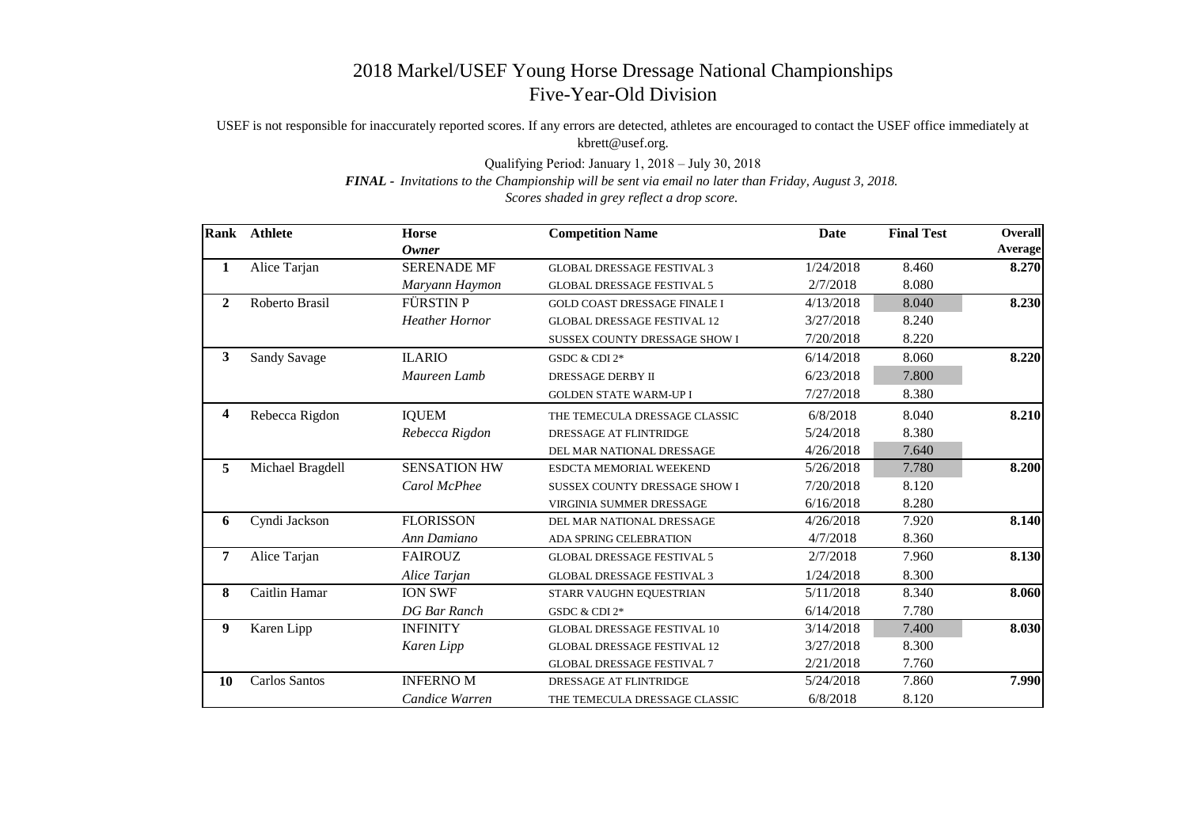# 2018 Markel/USEF Young Horse Dressage National Championships
## Five-Year-Old Division

USEF is not responsible for inaccurately reported scores. If any errors are detected, athletes are encouraged to contact the USEF office immediately at kbrett@usef.org.

Qualifying Period: January 1, 2018 – July 30, 2018

***FINAL** - Invitations to the Championship will be sent via email no later than Friday, August 3, 2018.*

*Scores shaded in grey reflect a drop score.*

| Rank | Athlete | Horse / *Owner* | Competition Name | Date | Final Test | Overall Average |
|---|---|---|---|---|---|---|
| **1** | Alice Tarjan | SERENADE MF | GLOBAL DRESSAGE FESTIVAL 3 | 1/24/2018 | 8.460 | **8.270** |
| | | *Maryann Haymon* | GLOBAL DRESSAGE FESTIVAL 5 | 2/7/2018 | 8.080 | |
| **2** | Roberto Brasil | FÜRSTIN P | GOLD COAST DRESSAGE FINALE I | 4/13/2018 | 8.040 | **8.230** |
| | | *Heather Hornor* | GLOBAL DRESSAGE FESTIVAL 12 | 3/27/2018 | 8.240 | |
| | | | SUSSEX COUNTY DRESSAGE SHOW I | 7/20/2018 | 8.220 | |
| **3** | Sandy Savage | ILARIO | GSDC & CDI 2* | 6/14/2018 | 8.060 | **8.220** |
| | | *Maureen Lamb* | DRESSAGE DERBY II | 6/23/2018 | 7.800 | |
| | | | GOLDEN STATE WARM-UP I | 7/27/2018 | 8.380 | |
| **4** | Rebecca Rigdon | IQUEM | THE TEMECULA DRESSAGE CLASSIC | 6/8/2018 | 8.040 | **8.210** |
| | | *Rebecca Rigdon* | DRESSAGE AT FLINTRIDGE | 5/24/2018 | 8.380 | |
| | | | DEL MAR NATIONAL DRESSAGE | 4/26/2018 | 7.640 | |
| **5** | Michael Bragdell | SENSATION HW | ESDCTA MEMORIAL WEEKEND | 5/26/2018 | 7.780 | **8.200** |
| | | *Carol McPhee* | SUSSEX COUNTY DRESSAGE SHOW I | 7/20/2018 | 8.120 | |
| | | | VIRGINIA SUMMER DRESSAGE | 6/16/2018 | 8.280 | |
| **6** | Cyndi Jackson | FLORISSON | DEL MAR NATIONAL DRESSAGE | 4/26/2018 | 7.920 | **8.140** |
| | | *Ann Damiano* | ADA SPRING CELEBRATION | 4/7/2018 | 8.360 | |
| **7** | Alice Tarjan | FAIROUZ | GLOBAL DRESSAGE FESTIVAL 5 | 2/7/2018 | 7.960 | **8.130** |
| | | *Alice Tarjan* | GLOBAL DRESSAGE FESTIVAL 3 | 1/24/2018 | 8.300 | |
| **8** | Caitlin Hamar | ION SWF | STARR VAUGHN EQUESTRIAN | 5/11/2018 | 8.340 | **8.060** |
| | | *DG Bar Ranch* | GSDC & CDI 2* | 6/14/2018 | 7.780 | |
| **9** | Karen Lipp | INFINITY | GLOBAL DRESSAGE FESTIVAL 10 | 3/14/2018 | 7.400 | **8.030** |
| | | *Karen Lipp* | GLOBAL DRESSAGE FESTIVAL 12 | 3/27/2018 | 8.300 | |
| | | | GLOBAL DRESSAGE FESTIVAL 7 | 2/21/2018 | 7.760 | |
| **10** | Carlos Santos | INFERNO M | DRESSAGE AT FLINTRIDGE | 5/24/2018 | 7.860 | **7.990** |
| | | *Candice Warren* | THE TEMECULA DRESSAGE CLASSIC | 6/8/2018 | 8.120 | |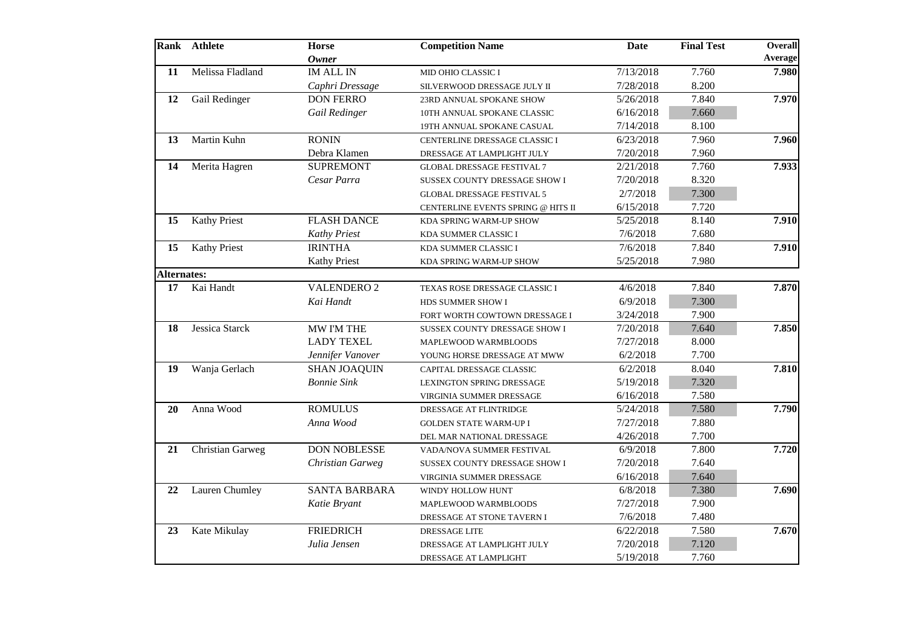| Rank | Athlete | Horse<br>*Owner* | Competition Name | Date | Final Test | Overall Average |
|---|---|---|---|---|---|---|
| **11** | Melissa Fladland | IM ALL IN | MID OHIO CLASSIC I | 7/13/2018 | 7.760 | **7.980** |
| | | *Caphri Dressage* | SILVERWOOD DRESSAGE JULY II | 7/28/2018 | 8.200 | |
| **12** | Gail Redinger | DON FERRO | 23RD ANNUAL SPOKANE SHOW | 5/26/2018 | 7.840 | **7.970** |
| | | *Gail Redinger* | 10TH ANNUAL SPOKANE CLASSIC | 6/16/2018 | 7.660 | |
| | | | 19TH ANNUAL SPOKANE CASUAL | 7/14/2018 | 8.100 | |
| **13** | Martin Kuhn | RONIN | CENTERLINE DRESSAGE CLASSIC I | 6/23/2018 | 7.960 | **7.960** |
| | | Debra Klamen | DRESSAGE AT LAMPLIGHT JULY | 7/20/2018 | 7.960 | |
| **14** | Merita Hagren | SUPREMONT | GLOBAL DRESSAGE FESTIVAL 7 | 2/21/2018 | 7.760 | **7.933** |
| | | *Cesar Parra* | SUSSEX COUNTY DRESSAGE SHOW I | 7/20/2018 | 8.320 | |
| | | | GLOBAL DRESSAGE FESTIVAL 5 | 2/7/2018 | 7.300 | |
| | | | CENTERLINE EVENTS SPRING @ HITS II | 6/15/2018 | 7.720 | |
| **15** | Kathy Priest | FLASH DANCE | KDA SPRING WARM-UP SHOW | 5/25/2018 | 8.140 | **7.910** |
| | | *Kathy Priest* | KDA SUMMER CLASSIC I | 7/6/2018 | 7.680 | |
| **15** | Kathy Priest | IRINTHA | KDA SUMMER CLASSIC I | 7/6/2018 | 7.840 | **7.910** |
| | | Kathy Priest | KDA SPRING WARM-UP SHOW | 5/25/2018 | 7.980 | |
| **Alternates:** | | | | | | |
| **17** | Kai Handt | VALENDERO 2 | TEXAS ROSE DRESSAGE CLASSIC I | 4/6/2018 | 7.840 | **7.870** |
| | | *Kai Handt* | HDS SUMMER SHOW I | 6/9/2018 | 7.300 | |
| | | | FORT WORTH COWTOWN DRESSAGE I | 3/24/2018 | 7.900 | |
| **18** | Jessica Starck | MW I'M THE | SUSSEX COUNTY DRESSAGE SHOW I | 7/20/2018 | 7.640 | **7.850** |
| | | LADY TEXEL | MAPLEWOOD WARMBLOODS | 7/27/2018 | 8.000 | |
| | | *Jennifer Vanover* | YOUNG HORSE DRESSAGE AT MWW | 6/2/2018 | 7.700 | |
| **19** | Wanja Gerlach | SHAN JOAQUIN | CAPITAL DRESSAGE CLASSIC | 6/2/2018 | 8.040 | **7.810** |
| | | *Bonnie Sink* | LEXINGTON SPRING DRESSAGE | 5/19/2018 | 7.320 | |
| | | | VIRGINIA SUMMER DRESSAGE | 6/16/2018 | 7.580 | |
| **20** | Anna Wood | ROMULUS | DRESSAGE AT FLINTRIDGE | 5/24/2018 | 7.580 | **7.790** |
| | | *Anna Wood* | GOLDEN STATE WARM-UP I | 7/27/2018 | 7.880 | |
| | | | DEL MAR NATIONAL DRESSAGE | 4/26/2018 | 7.700 | |
| **21** | Christian Garweg | DON NOBLESSE | VADA/NOVA SUMMER FESTIVAL | 6/9/2018 | 7.800 | **7.720** |
| | | *Christian Garweg* | SUSSEX COUNTY DRESSAGE SHOW I | 7/20/2018 | 7.640 | |
| | | | VIRGINIA SUMMER DRESSAGE | 6/16/2018 | 7.640 | |
| **22** | Lauren Chumley | SANTA BARBARA | WINDY HOLLOW HUNT | 6/8/2018 | 7.380 | **7.690** |
| | | *Katie Bryant* | MAPLEWOOD WARMBLOODS | 7/27/2018 | 7.900 | |
| | | | DRESSAGE AT STONE TAVERN I | 7/6/2018 | 7.480 | |
| **23** | Kate Mikulay | FRIEDRICH | DRESSAGE LITE | 6/22/2018 | 7.580 | **7.670** |
| | | *Julia Jensen* | DRESSAGE AT LAMPLIGHT JULY | 7/20/2018 | 7.120 | |
| | | | DRESSAGE AT LAMPLIGHT | 5/19/2018 | 7.760 | |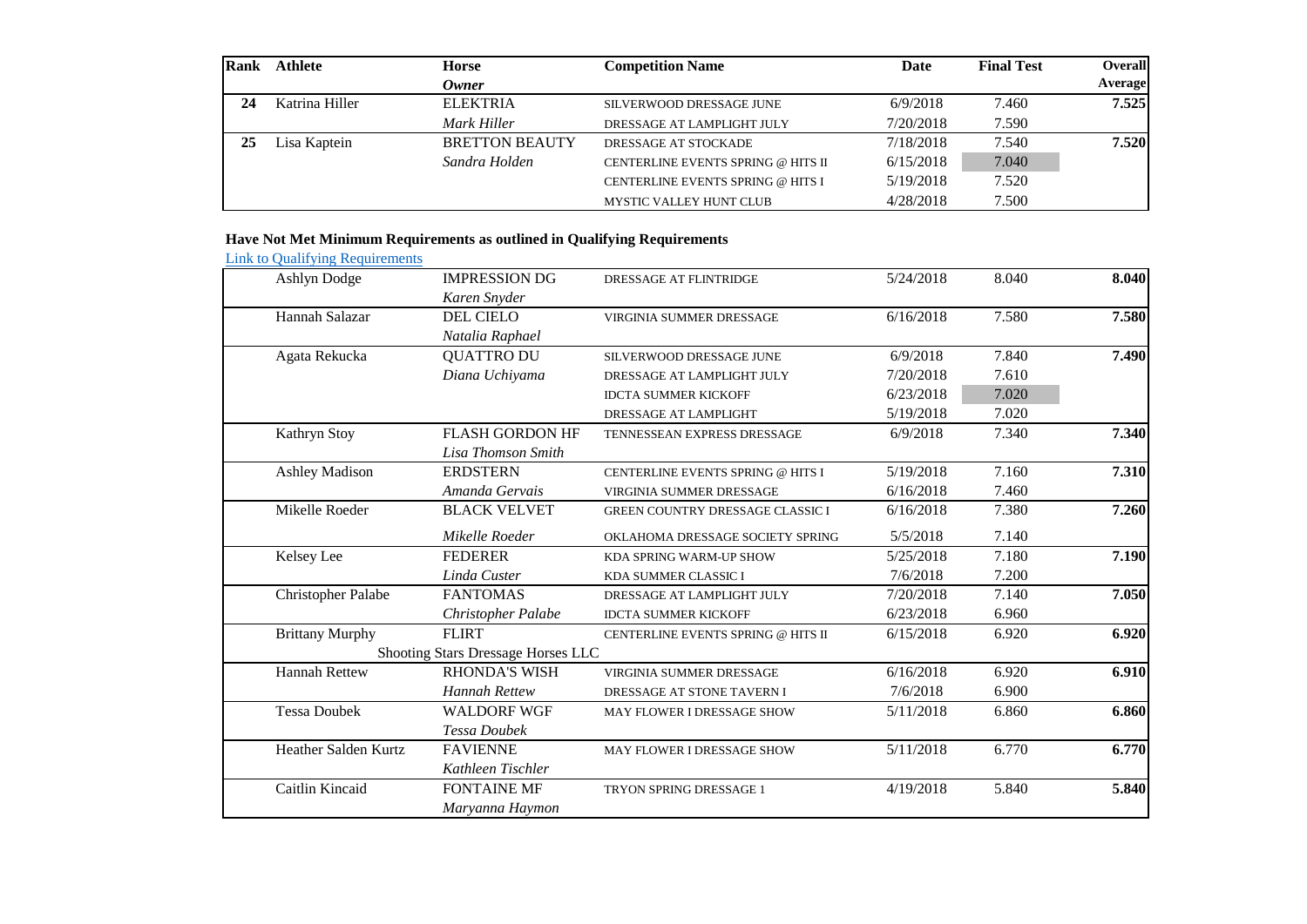| Rank | Athlete | Horse<br>*Owner* | Competition Name | Date | Final Test | Overall Average |
|---|---|---|---|---|---|---|
| **24** | Katrina Hiller | ELEKTRIA | SILVERWOOD DRESSAGE JUNE | 6/9/2018 | 7.460 | **7.525** |
| | | *Mark Hiller* | DRESSAGE AT LAMPLIGHT JULY | 7/20/2018 | 7.590 | |
| **25** | Lisa Kaptein | BRETTON BEAUTY | DRESSAGE AT STOCKADE | 7/18/2018 | 7.540 | **7.520** |
| | | *Sandra Holden* | CENTERLINE EVENTS SPRING @ HITS II | 6/15/2018 | 7.040 | |
| | | | CENTERLINE EVENTS SPRING @ HITS I | 5/19/2018 | 7.520 | |
| | | | MYSTIC VALLEY HUNT CLUB | 4/28/2018 | 7.500 | |

**Have Not Met Minimum Requirements as outlined in Qualifying Requirements**

Link to Qualifying Requirements

| | Athlete | Horse<br>*Owner* | Competition Name | Date | Final Test | Overall Average |
|---|---|---|---|---|---|---|
| | Ashlyn Dodge | IMPRESSION DG | DRESSAGE AT FLINTRIDGE | 5/24/2018 | 8.040 | **8.040** |
| | | *Karen Snyder* | | | | |
| | Hannah Salazar | DEL CIELO | VIRGINIA SUMMER DRESSAGE | 6/16/2018 | 7.580 | **7.580** |
| | | *Natalia Raphael* | | | | |
| | Agata Rekucka | QUATTRO DU | SILVERWOOD DRESSAGE JUNE | 6/9/2018 | 7.840 | **7.490** |
| | | *Diana Uchiyama* | DRESSAGE AT LAMPLIGHT JULY | 7/20/2018 | 7.610 | |
| | | | IDCTA SUMMER KICKOFF | 6/23/2018 | 7.020 | |
| | | | DRESSAGE AT LAMPLIGHT | 5/19/2018 | 7.020 | |
| | Kathryn Stoy | FLASH GORDON HF | TENNESSEAN EXPRESS DRESSAGE | 6/9/2018 | 7.340 | **7.340** |
| | | *Lisa Thomson Smith* | | | | |
| | Ashley Madison | ERDSTERN | CENTERLINE EVENTS SPRING @ HITS I | 5/19/2018 | 7.160 | **7.310** |
| | | *Amanda Gervais* | VIRGINIA SUMMER DRESSAGE | 6/16/2018 | 7.460 | |
| | Mikelle Roeder | BLACK VELVET | GREEN COUNTRY DRESSAGE CLASSIC I | 6/16/2018 | 7.380 | **7.260** |
| | | *Mikelle Roeder* | OKLAHOMA DRESSAGE SOCIETY SPRING | 5/5/2018 | 7.140 | |
| | Kelsey Lee | FEDERER | KDA SPRING WARM-UP SHOW | 5/25/2018 | 7.180 | **7.190** |
| | | *Linda Custer* | KDA SUMMER CLASSIC I | 7/6/2018 | 7.200 | |
| | Christopher Palabe | FANTOMAS | DRESSAGE AT LAMPLIGHT JULY | 7/20/2018 | 7.140 | **7.050** |
| | | *Christopher Palabe* | IDCTA SUMMER KICKOFF | 6/23/2018 | 6.960 | |
| | Brittany Murphy | FLIRT | CENTERLINE EVENTS SPRING @ HITS II | 6/15/2018 | 6.920 | **6.920** |
| | | Shooting Stars Dressage Horses LLC | | | | |
| | Hannah Rettew | RHONDA'S WISH | VIRGINIA SUMMER DRESSAGE | 6/16/2018 | 6.920 | **6.910** |
| | | *Hannah Rettew* | DRESSAGE AT STONE TAVERN I | 7/6/2018 | 6.900 | |
| | Tessa Doubek | WALDORF WGF | MAY FLOWER I DRESSAGE SHOW | 5/11/2018 | 6.860 | **6.860** |
| | | *Tessa Doubek* | | | | |
| | Heather Salden Kurtz | FAVIENNE | MAY FLOWER I DRESSAGE SHOW | 5/11/2018 | 6.770 | **6.770** |
| | | *Kathleen Tischler* | | | | |
| | Caitlin Kincaid | FONTAINE MF | TRYON SPRING DRESSAGE 1 | 4/19/2018 | 5.840 | **5.840** |
| | | *Maryanna Haymon* | | | | |